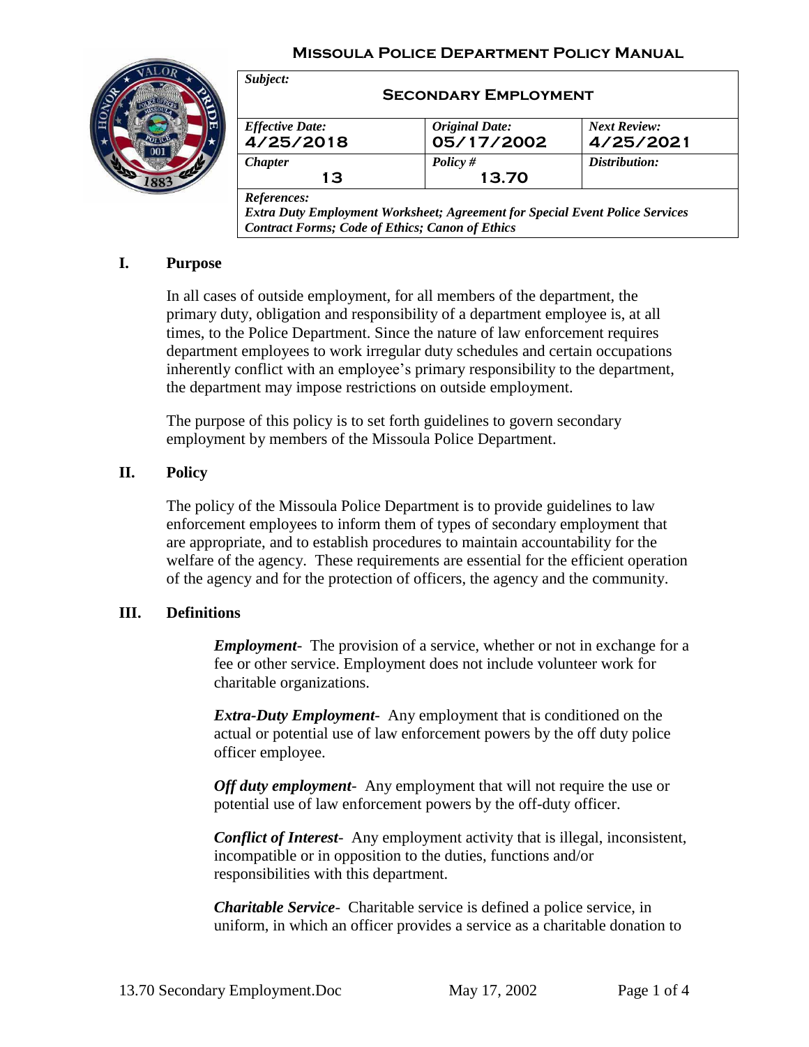# Missoula Police Department Policy Manual

| *Subject:* **Secondary Employment** | | |
|---|---|---|
| *Effective Date:* **4/25/2018** | *Original Date:* **05/17/2002** | *Next Review:* **4/25/2021** |
| *Chapter* **13** | *Policy #* **13.70** | *Distribution:* |
| *References:* ***Extra Duty Employment Worksheet; Agreement for Special Event Police Services Contract Forms; Code of Ethics; Canon of Ethics*** | | |

## I. Purpose

In all cases of outside employment, for all members of the department, the primary duty, obligation and responsibility of a department employee is, at all times, to the Police Department. Since the nature of law enforcement requires department employees to work irregular duty schedules and certain occupations inherently conflict with an employee's primary responsibility to the department, the department may impose restrictions on outside employment.

The purpose of this policy is to set forth guidelines to govern secondary employment by members of the Missoula Police Department.

## II. Policy

The policy of the Missoula Police Department is to provide guidelines to law enforcement employees to inform them of types of secondary employment that are appropriate, and to establish procedures to maintain accountability for the welfare of the agency. These requirements are essential for the efficient operation of the agency and for the protection of officers, the agency and the community.

## III. Definitions

***Employment***- The provision of a service, whether or not in exchange for a fee or other service. Employment does not include volunteer work for charitable organizations.

***Extra-Duty Employment***- Any employment that is conditioned on the actual or potential use of law enforcement powers by the off duty police officer employee.

***Off duty employment***- Any employment that will not require the use or potential use of law enforcement powers by the off-duty officer.

***Conflict of Interest***- Any employment activity that is illegal, inconsistent, incompatible or in opposition to the duties, functions and/or responsibilities with this department.

***Charitable Service***- Charitable service is defined a police service, in uniform, in which an officer provides a service as a charitable donation to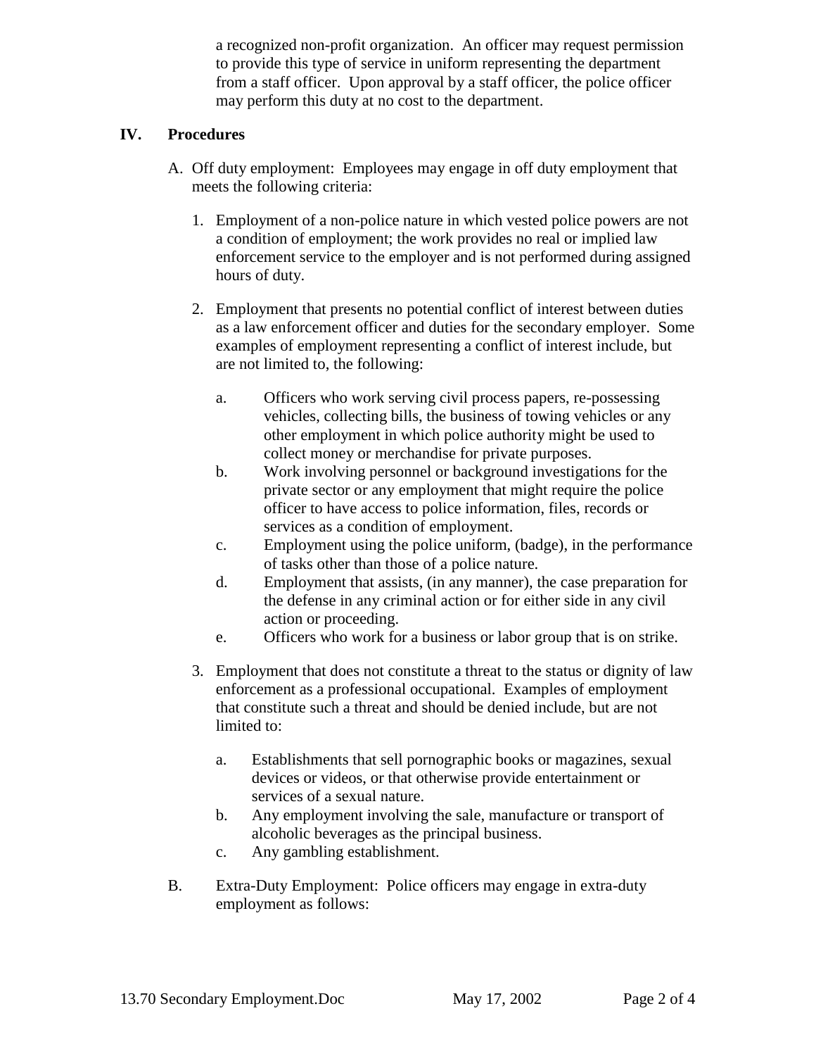a recognized non-profit organization. An officer may request permission to provide this type of service in uniform representing the department from a staff officer. Upon approval by a staff officer, the police officer may perform this duty at no cost to the department.

## IV. Procedures

A. Off duty employment: Employees may engage in off duty employment that meets the following criteria:

1. Employment of a non-police nature in which vested police powers are not a condition of employment; the work provides no real or implied law enforcement service to the employer and is not performed during assigned hours of duty.

2. Employment that presents no potential conflict of interest between duties as a law enforcement officer and duties for the secondary employer. Some examples of employment representing a conflict of interest include, but are not limited to, the following:

   a. Officers who work serving civil process papers, re-possessing vehicles, collecting bills, the business of towing vehicles or any other employment in which police authority might be used to collect money or merchandise for private purposes.
   b. Work involving personnel or background investigations for the private sector or any employment that might require the police officer to have access to police information, files, records or services as a condition of employment.
   c. Employment using the police uniform, (badge), in the performance of tasks other than those of a police nature.
   d. Employment that assists, (in any manner), the case preparation for the defense in any criminal action or for either side in any civil action or proceeding.
   e. Officers who work for a business or labor group that is on strike.

3. Employment that does not constitute a threat to the status or dignity of law enforcement as a professional occupational. Examples of employment that constitute such a threat and should be denied include, but are not limited to:

   a. Establishments that sell pornographic books or magazines, sexual devices or videos, or that otherwise provide entertainment or services of a sexual nature.
   b. Any employment involving the sale, manufacture or transport of alcoholic beverages as the principal business.
   c. Any gambling establishment.

B. Extra-Duty Employment: Police officers may engage in extra-duty employment as follows: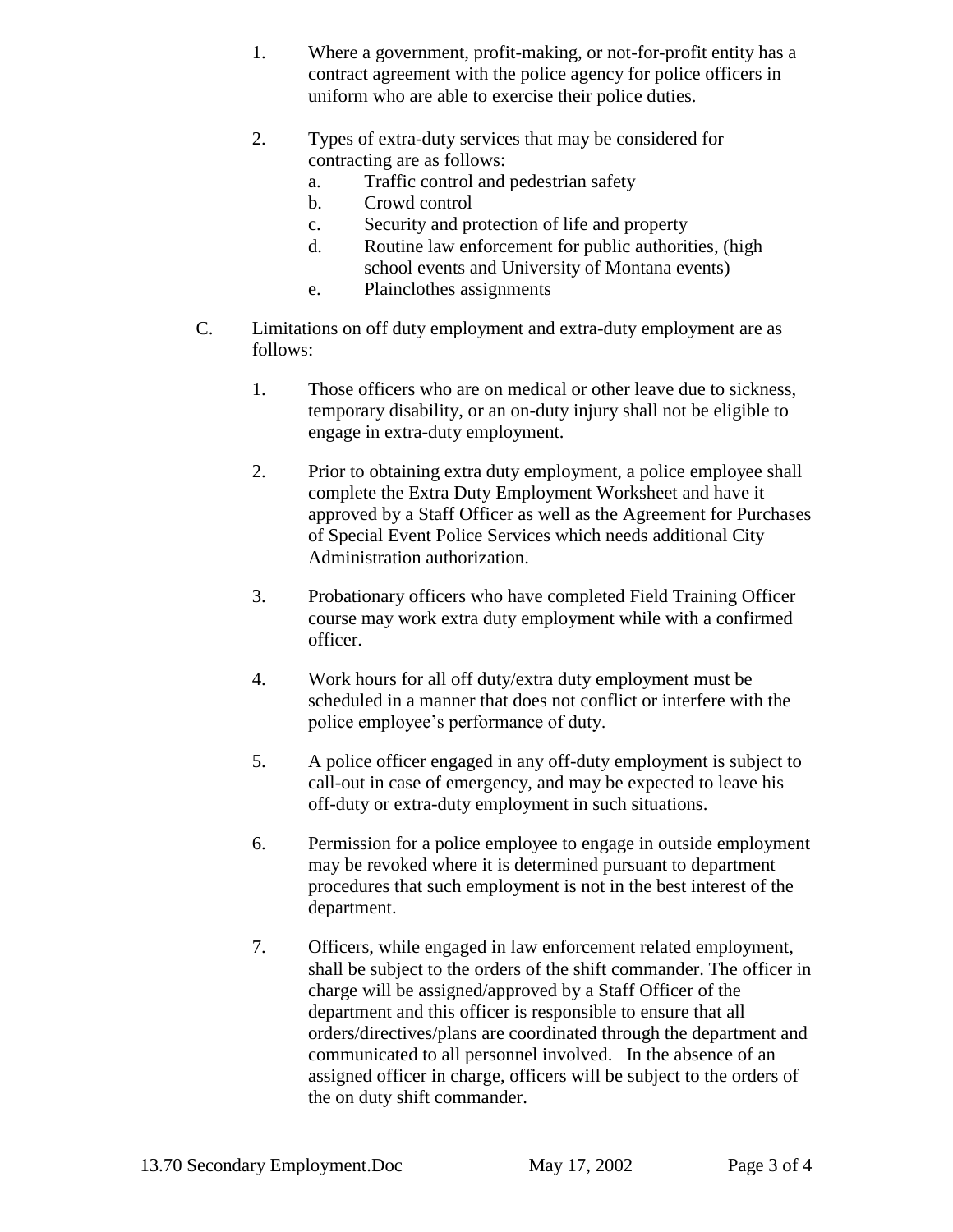1. Where a government, profit-making, or not-for-profit entity has a contract agreement with the police agency for police officers in uniform who are able to exercise their police duties.

2. Types of extra-duty services that may be considered for contracting are as follows:
   a. Traffic control and pedestrian safety
   b. Crowd control
   c. Security and protection of life and property
   d. Routine law enforcement for public authorities, (high school events and University of Montana events)
   e. Plainclothes assignments

C. Limitations on off duty employment and extra-duty employment are as follows:

   1. Those officers who are on medical or other leave due to sickness, temporary disability, or an on-duty injury shall not be eligible to engage in extra-duty employment.

   2. Prior to obtaining extra duty employment, a police employee shall complete the Extra Duty Employment Worksheet and have it approved by a Staff Officer as well as the Agreement for Purchases of Special Event Police Services which needs additional City Administration authorization.

   3. Probationary officers who have completed Field Training Officer course may work extra duty employment while with a confirmed officer.

   4. Work hours for all off duty/extra duty employment must be scheduled in a manner that does not conflict or interfere with the police employee's performance of duty.

   5. A police officer engaged in any off-duty employment is subject to call-out in case of emergency, and may be expected to leave his off-duty or extra-duty employment in such situations.

   6. Permission for a police employee to engage in outside employment may be revoked where it is determined pursuant to department procedures that such employment is not in the best interest of the department.

   7. Officers, while engaged in law enforcement related employment, shall be subject to the orders of the shift commander. The officer in charge will be assigned/approved by a Staff Officer of the department and this officer is responsible to ensure that all orders/directives/plans are coordinated through the department and communicated to all personnel involved. In the absence of an assigned officer in charge, officers will be subject to the orders of the on duty shift commander.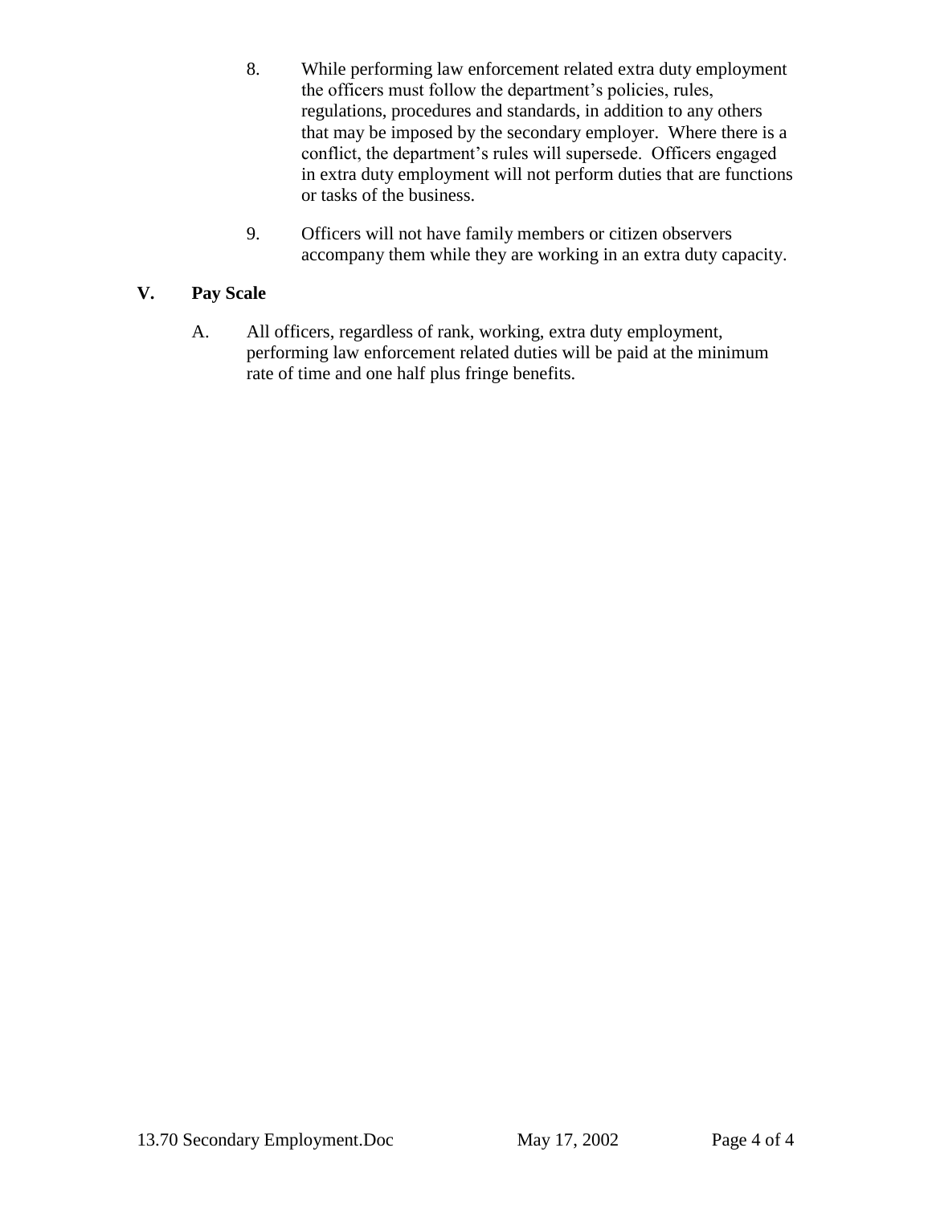8. While performing law enforcement related extra duty employment the officers must follow the department's policies, rules, regulations, procedures and standards, in addition to any others that may be imposed by the secondary employer. Where there is a conflict, the department's rules will supersede. Officers engaged in extra duty employment will not perform duties that are functions or tasks of the business.

9. Officers will not have family members or citizen observers accompany them while they are working in an extra duty capacity.

## V. Pay Scale

A. All officers, regardless of rank, working, extra duty employment, performing law enforcement related duties will be paid at the minimum rate of time and one half plus fringe benefits.